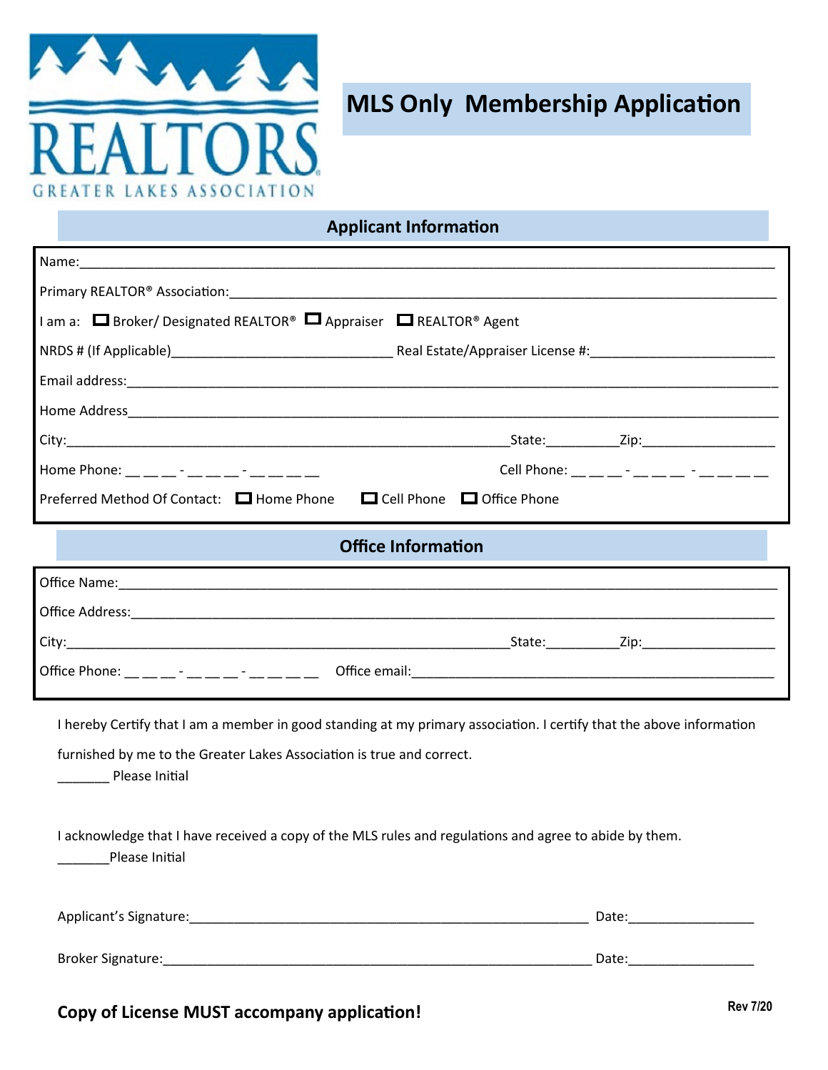REALTORS GREATER LAKES ASSOCIATION

# MLS Only Membership Application

## Applicant Information

Name:\_\_\_\_\_\_\_\_\_\_\_\_\_\_\_\_\_\_\_\_\_\_\_\_\_\_\_\_\_\_\_\_\_\_\_\_\_\_\_\_\_\_\_\_\_\_\_\_\_\_\_\_\_\_\_\_\_\_\_\_\_\_\_\_\_\_\_\_\_\_\_\_\_\_\_\_\_\_\_\_\_\_\_\_\_\_

Primary REALTOR® Association:\_\_\_\_\_\_\_\_\_\_\_\_\_\_\_\_\_\_\_\_\_\_\_\_\_\_\_\_\_\_\_\_\_\_\_\_\_\_\_\_\_\_\_\_\_\_\_\_\_\_\_\_\_\_\_\_\_\_\_\_\_\_\_\_\_\_

I am a: ☐ Broker/ Designated REALTOR® ☐ Appraiser ☐ REALTOR® Agent

NRDS # (If Applicable)\_\_\_\_\_\_\_\_\_\_\_\_\_\_\_\_\_\_\_\_\_\_\_\_\_\_\_\_\_\_ Real Estate/Appraiser License #:\_\_\_\_\_\_\_\_\_\_\_\_\_\_\_\_\_\_\_\_\_\_\_\_\_

Email address:\_\_\_\_\_\_\_\_\_\_\_\_\_\_\_\_\_\_\_\_\_\_\_\_\_\_\_\_\_\_\_\_\_\_\_\_\_\_\_\_\_\_\_\_\_\_\_\_\_\_\_\_\_\_\_\_\_\_\_\_\_\_\_\_\_\_\_\_\_\_\_\_\_\_\_\_\_\_\_

Home Address\_\_\_\_\_\_\_\_\_\_\_\_\_\_\_\_\_\_\_\_\_\_\_\_\_\_\_\_\_\_\_\_\_\_\_\_\_\_\_\_\_\_\_\_\_\_\_\_\_\_\_\_\_\_\_\_\_\_\_\_\_\_\_\_\_\_\_\_\_\_\_\_\_\_\_\_\_\_\_\_

City:\_\_\_\_\_\_\_\_\_\_\_\_\_\_\_\_\_\_\_\_\_\_\_\_\_\_\_\_\_\_\_\_\_\_\_\_\_\_\_\_\_\_\_\_\_\_\_\_\_\_\_\_\_\_\_\_\_\_\_State:\_\_\_\_\_\_\_\_\_\_Zip:\_\_\_\_\_\_\_\_\_\_\_\_\_\_\_\_\_\_

Home Phone: \_\_ \_\_ \_\_ - \_\_ \_\_ \_\_ - \_\_ \_\_ \_\_ \_\_ Cell Phone: \_\_ \_\_ \_\_ - \_\_ \_\_ \_\_ - \_\_ \_\_ \_\_ \_\_

Preferred Method Of Contact: ☐ Home Phone ☐ Cell Phone ☐ Office Phone

## Office Information

Office Name:\_\_\_\_\_\_\_\_\_\_\_\_\_\_\_\_\_\_\_\_\_\_\_\_\_\_\_\_\_\_\_\_\_\_\_\_\_\_\_\_\_\_\_\_\_\_\_\_\_\_\_\_\_\_\_\_\_\_\_\_\_\_\_\_\_\_\_\_\_\_\_\_\_\_\_\_\_\_\_\_\_

Office Address:\_\_\_\_\_\_\_\_\_\_\_\_\_\_\_\_\_\_\_\_\_\_\_\_\_\_\_\_\_\_\_\_\_\_\_\_\_\_\_\_\_\_\_\_\_\_\_\_\_\_\_\_\_\_\_\_\_\_\_\_\_\_\_\_\_\_\_\_\_\_\_\_\_\_\_\_\_\_\_

City:\_\_\_\_\_\_\_\_\_\_\_\_\_\_\_\_\_\_\_\_\_\_\_\_\_\_\_\_\_\_\_\_\_\_\_\_\_\_\_\_\_\_\_\_\_\_\_\_\_\_\_\_\_\_\_\_\_\_\_State:\_\_\_\_\_\_\_\_\_\_Zip:\_\_\_\_\_\_\_\_\_\_\_\_\_\_\_\_\_\_

Office Phone: \_\_ \_\_ \_\_ - \_\_ \_\_ \_\_ - \_\_ \_\_ \_\_ \_\_ Office email:\_\_\_\_\_\_\_\_\_\_\_\_\_\_\_\_\_\_\_\_\_\_\_\_\_\_\_\_\_\_\_\_\_\_\_\_\_\_\_\_\_\_\_\_\_\_\_\_

I hereby Certify that I am a member in good standing at my primary association. I certify that the above information furnished by me to the Greater Lakes Association is true and correct.

\_\_\_\_\_\_\_ Please Initial

I acknowledge that I have received a copy of the MLS rules and regulations and agree to abide by them.

\_\_\_\_\_\_\_Please Initial

Applicant's Signature:\_\_\_\_\_\_\_\_\_\_\_\_\_\_\_\_\_\_\_\_\_\_\_\_\_\_\_\_\_\_\_\_\_\_\_\_\_\_\_\_\_\_\_\_\_\_\_\_\_\_\_\_\_\_\_ Date:\_\_\_\_\_\_\_\_\_\_\_\_\_\_\_\_\_

Broker Signature:\_\_\_\_\_\_\_\_\_\_\_\_\_\_\_\_\_\_\_\_\_\_\_\_\_\_\_\_\_\_\_\_\_\_\_\_\_\_\_\_\_\_\_\_\_\_\_\_\_\_\_\_\_\_\_\_\_\_\_\_ Date:\_\_\_\_\_\_\_\_\_\_\_\_\_\_\_\_\_

**Copy of License MUST accompany application!**

Rev 7/20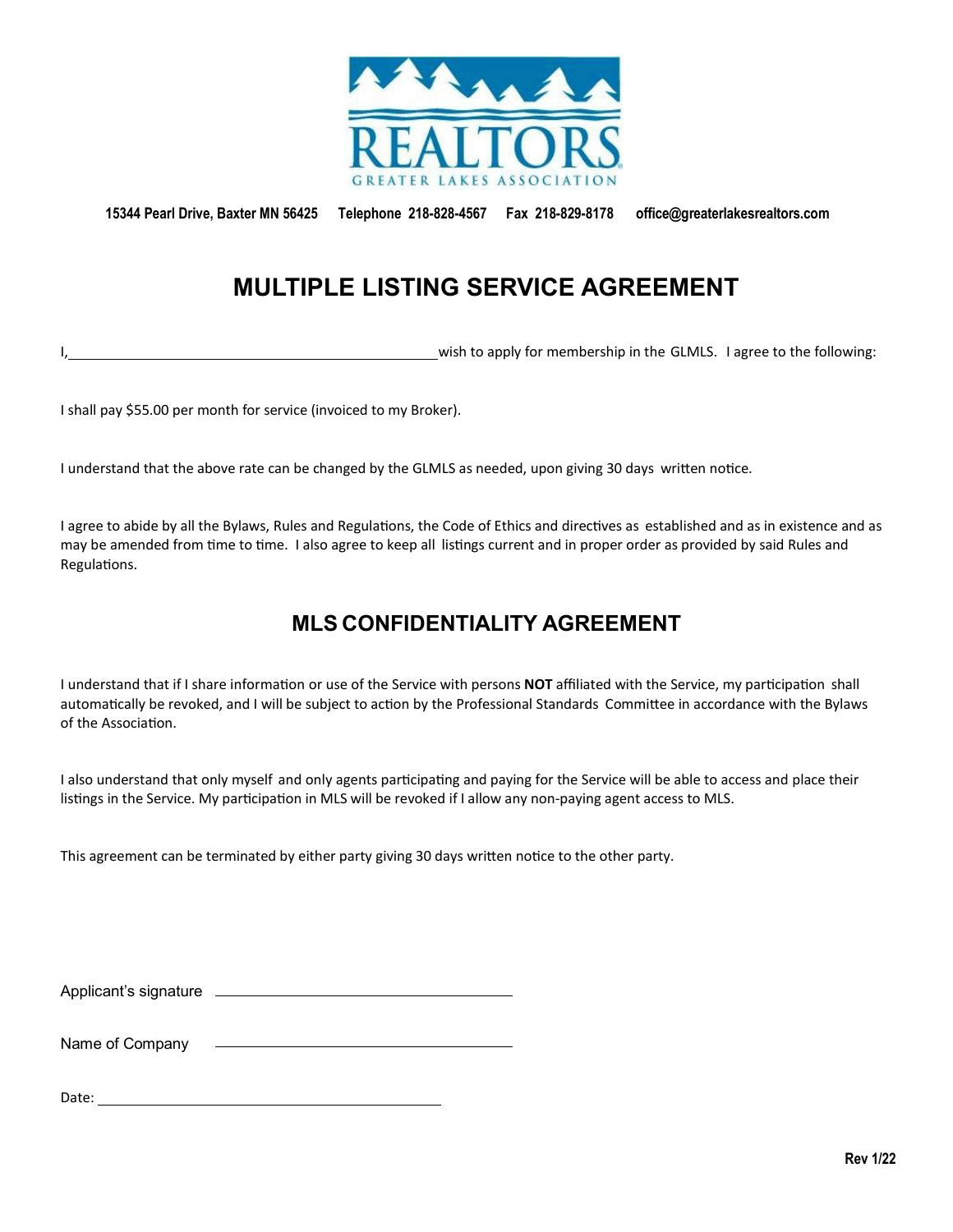REALTORS
GREATER LAKES ASSOCIATION

**15344 Pearl Drive, Baxter MN 56425 Telephone 218-828-4567 Fax 218-829-8178 office@greaterlakesrealtors.com**

# MULTIPLE LISTING SERVICE AGREEMENT

I, ______________________________ wish to apply for membership in the GLMLS. I agree to the following:

I shall pay $55.00 per month for service (invoiced to my Broker).

I understand that the above rate can be changed by the GLMLS as needed, upon giving 30 days written notice.

I agree to abide by all the Bylaws, Rules and Regulations, the Code of Ethics and directives as established and as in existence and as may be amended from time to time. I also agree to keep all listings current and in proper order as provided by said Rules and Regulations.

## MLS CONFIDENTIALITY AGREEMENT

I understand that if I share information or use of the Service with persons **NOT** affiliated with the Service, my participation shall automatically be revoked, and I will be subject to action by the Professional Standards Committee in accordance with the Bylaws of the Association.

I also understand that only myself and only agents participating and paying for the Service will be able to access and place their listings in the Service. My participation in MLS will be revoked if I allow any non-paying agent access to MLS.

This agreement can be terminated by either party giving 30 days written notice to the other party.

Applicant's signature ______________________________

Name of Company ______________________________

Date: ______________________________

**Rev 1/22**